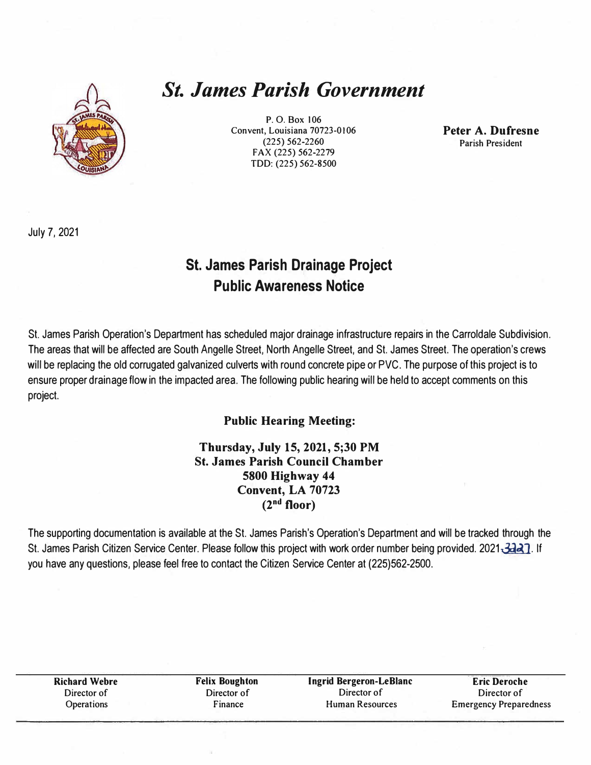# *St. James Parish Government*

P. O. Box 106
Convent, Louisiana 70723-0106
(225) 562-2260
FAX (225) 562-2279
TDD: (225) 562-8500

**Peter A. Dufresne**
Parish President

July 7, 2021

## St. James Parish Drainage Project
## Public Awareness Notice

St. James Parish Operation's Department has scheduled major drainage infrastructure repairs in the Carroldale Subdivision. The areas that will be affected are South Angelle Street, North Angelle Street, and St. James Street. The operation's crews will be replacing the old corrugated galvanized culverts with round concrete pipe or PVC. The purpose of this project is to ensure proper drainage flow in the impacted area. The following public hearing will be held to accept comments on this project.

**Public Hearing Meeting:**

**Thursday, July 15, 2021, 5;30 PM**
**St. James Parish Council Chamber**
**5800 Highway 44**
**Convent, LA 70723**
**(2nd floor)**

The supporting documentation is available at the St. James Parish's Operation's Department and will be tracked through the St. James Parish Citizen Service Center. Please follow this project with work order number being provided. 2021-3227. If you have any questions, please feel free to contact the Citizen Service Center at (225)562-2500.

| **Richard Webre** | **Felix Boughton** | **Ingrid Bergeron-LeBlanc** | **Eric Deroche** |
|---|---|---|---|
| Director of Operations | Director of Finance | Director of Human Resources | Director of Emergency Preparedness |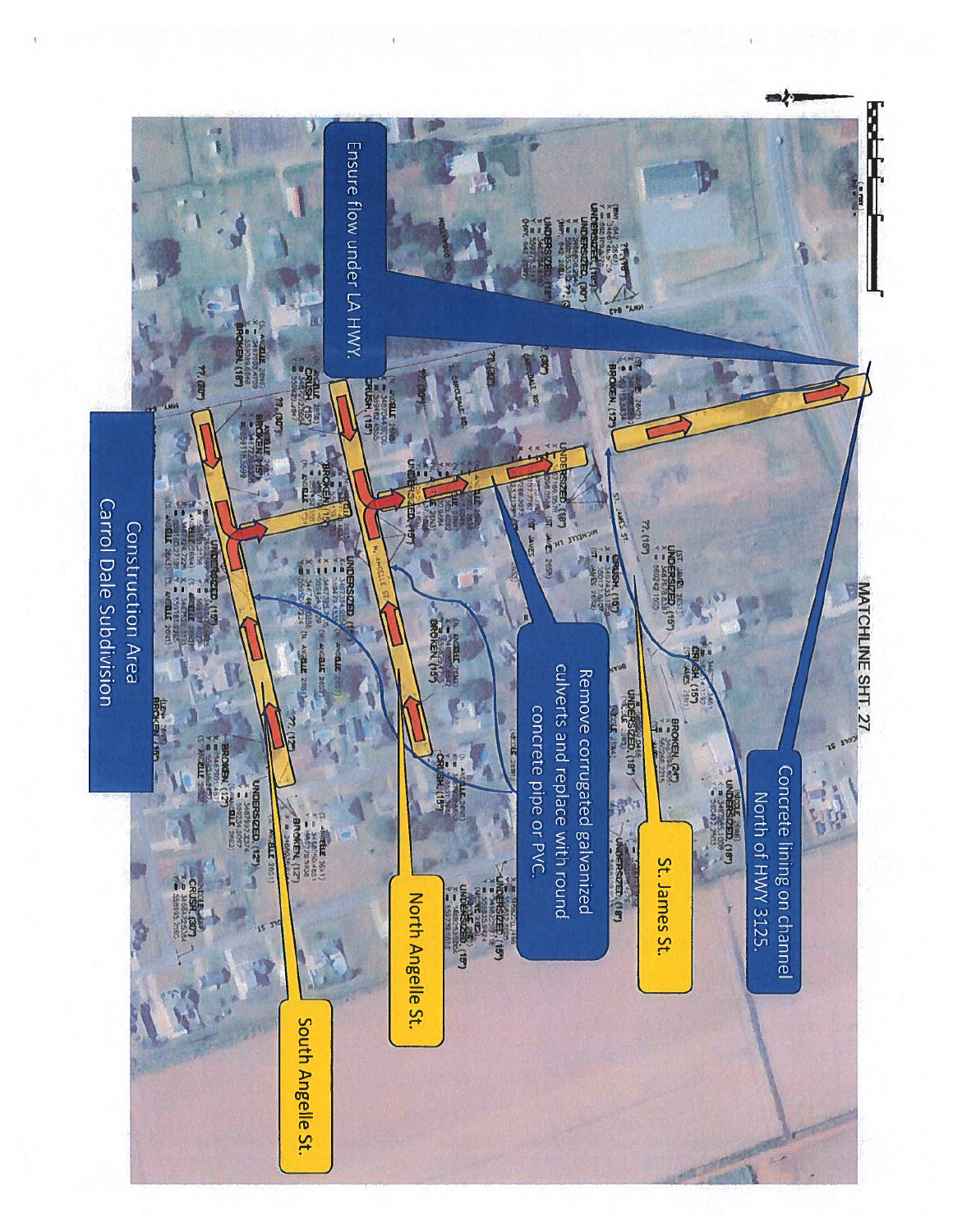MATCHLINE SHT. 27

Ensure flow under LA HWY.

Concrete lining on channel North of HWY 3125.

Remove corrugated galvanized culverts and replace with round concrete pipe or PVC.

St. James St.

North Angelle St.

South Angelle St.

Construction Area Carrol Dale Subdivision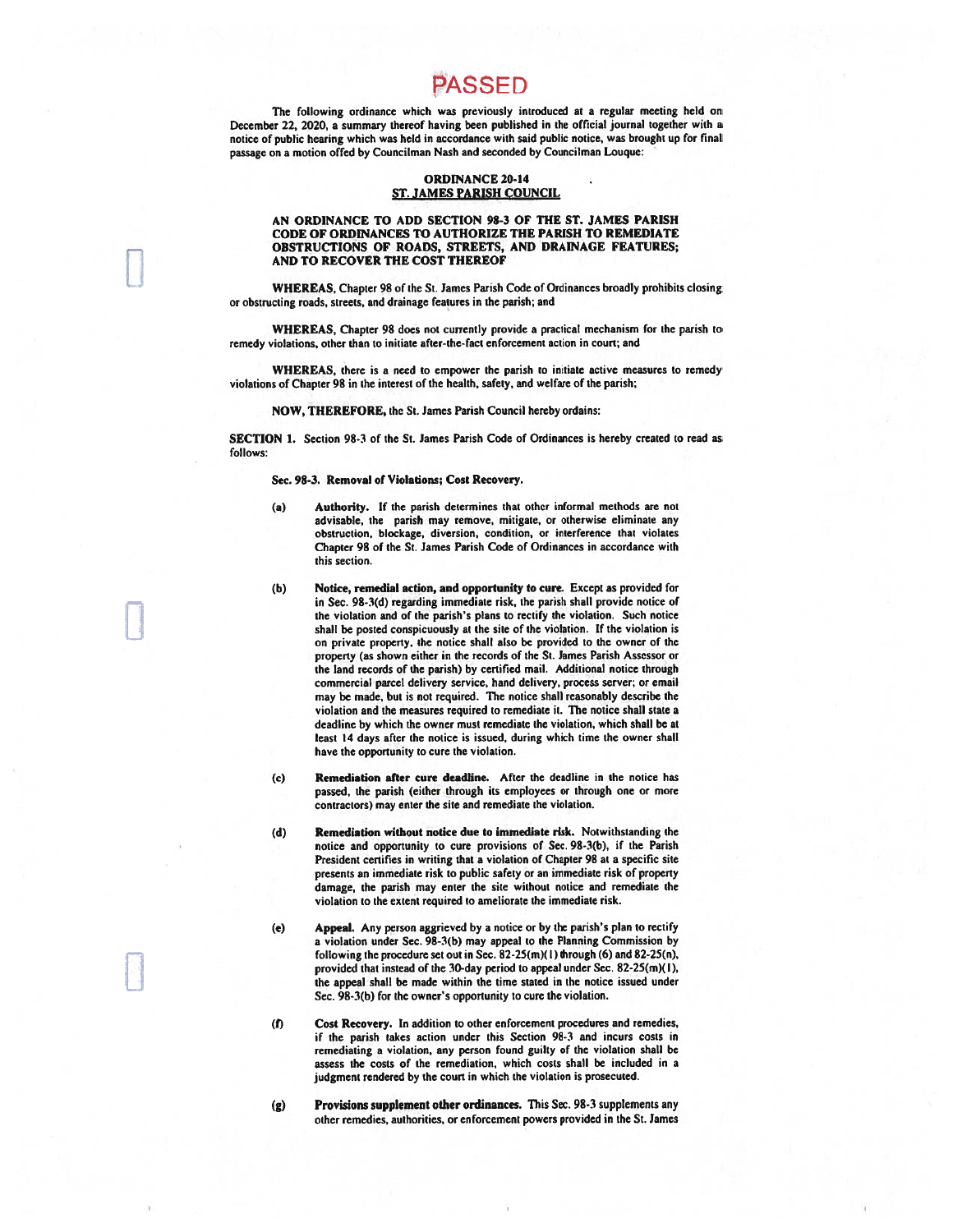# PASSED

The following ordinance which was previously introduced at a regular meeting held on December 22, 2020, a summary thereof having been published in the official journal together with a notice of public hearing which was held in accordance with said public notice, was brought up for final passage on a motion offed by Councilman Nash and seconded by Councilman Louque:

**ORDINANCE 20-14**
**ST. JAMES PARISH COUNCIL**

**AN ORDINANCE TO ADD SECTION 98-3 OF THE ST. JAMES PARISH CODE OF ORDINANCES TO AUTHORIZE THE PARISH TO REMEDIATE OBSTRUCTIONS OF ROADS, STREETS, AND DRAINAGE FEATURES; AND TO RECOVER THE COST THEREOF**

**WHEREAS**, Chapter 98 of the St. James Parish Code of Ordinances broadly prohibits closing or obstructing roads, streets, and drainage features in the parish; and

**WHEREAS**, Chapter 98 does not currently provide a practical mechanism for the parish to remedy violations, other than to initiate after-the-fact enforcement action in court; and

**WHEREAS**, there is a need to empower the parish to initiate active measures to remedy violations of Chapter 98 in the interest of the health, safety, and welfare of the parish;

**NOW, THEREFORE,** the St. James Parish Council hereby ordains:

**SECTION 1.** Section 98-3 of the St. James Parish Code of Ordinances is hereby created to read as follows:

**Sec. 98-3. Removal of Violations; Cost Recovery.**

(a) **Authority.** If the parish determines that other informal methods are not advisable, the parish may remove, mitigate, or otherwise eliminate any obstruction, blockage, diversion, condition, or interference that violates Chapter 98 of the St. James Parish Code of Ordinances in accordance with this section.

(b) **Notice, remedial action, and opportunity to cure.** Except as provided for in Sec. 98-3(d) regarding immediate risk, the parish shall provide notice of the violation and of the parish's plans to rectify the violation. Such notice shall be posted conspicuously at the site of the violation. If the violation is on private property, the notice shall also be provided to the owner of the property (as shown either in the records of the St. James Parish Assessor or the land records of the parish) by certified mail. Additional notice through commercial parcel delivery service, hand delivery, process server; or email may be made, but is not required. The notice shall reasonably describe the violation and the measures required to remediate it. The notice shall state a deadline by which the owner must remediate the violation, which shall be at least 14 days after the notice is issued, during which time the owner shall have the opportunity to cure the violation.

(c) **Remediation after cure deadline.** After the deadline in the notice has passed, the parish (either through its employees or through one or more contractors) may enter the site and remediate the violation.

(d) **Remediation without notice due to immediate risk.** Notwithstanding the notice and opportunity to cure provisions of Sec. 98-3(b), if the Parish President certifies in writing that a violation of Chapter 98 at a specific site presents an immediate risk to public safety or an immediate risk of property damage, the parish may enter the site without notice and remediate the violation to the extent required to ameliorate the immediate risk.

(e) **Appeal.** Any person aggrieved by a notice or by the parish's plan to rectify a violation under Sec. 98-3(b) may appeal to the Planning Commission by following the procedure set out in Sec. 82-25(m)(1) through (6) and 82-25(n), provided that instead of the 30-day period to appeal under Sec. 82-25(m)(1), the appeal shall be made within the time stated in the notice issued under Sec. 98-3(b) for the owner's opportunity to cure the violation.

(f) **Cost Recovery.** In addition to other enforcement procedures and remedies, if the parish takes action under this Section 98-3 and incurs costs in remediating a violation, any person found guilty of the violation shall be assess the costs of the remediation, which costs shall be included in a judgment rendered by the court in which the violation is prosecuted.

(g) **Provisions supplement other ordinances.** This Sec. 98-3 supplements any other remedies, authorities, or enforcement powers provided in the St. James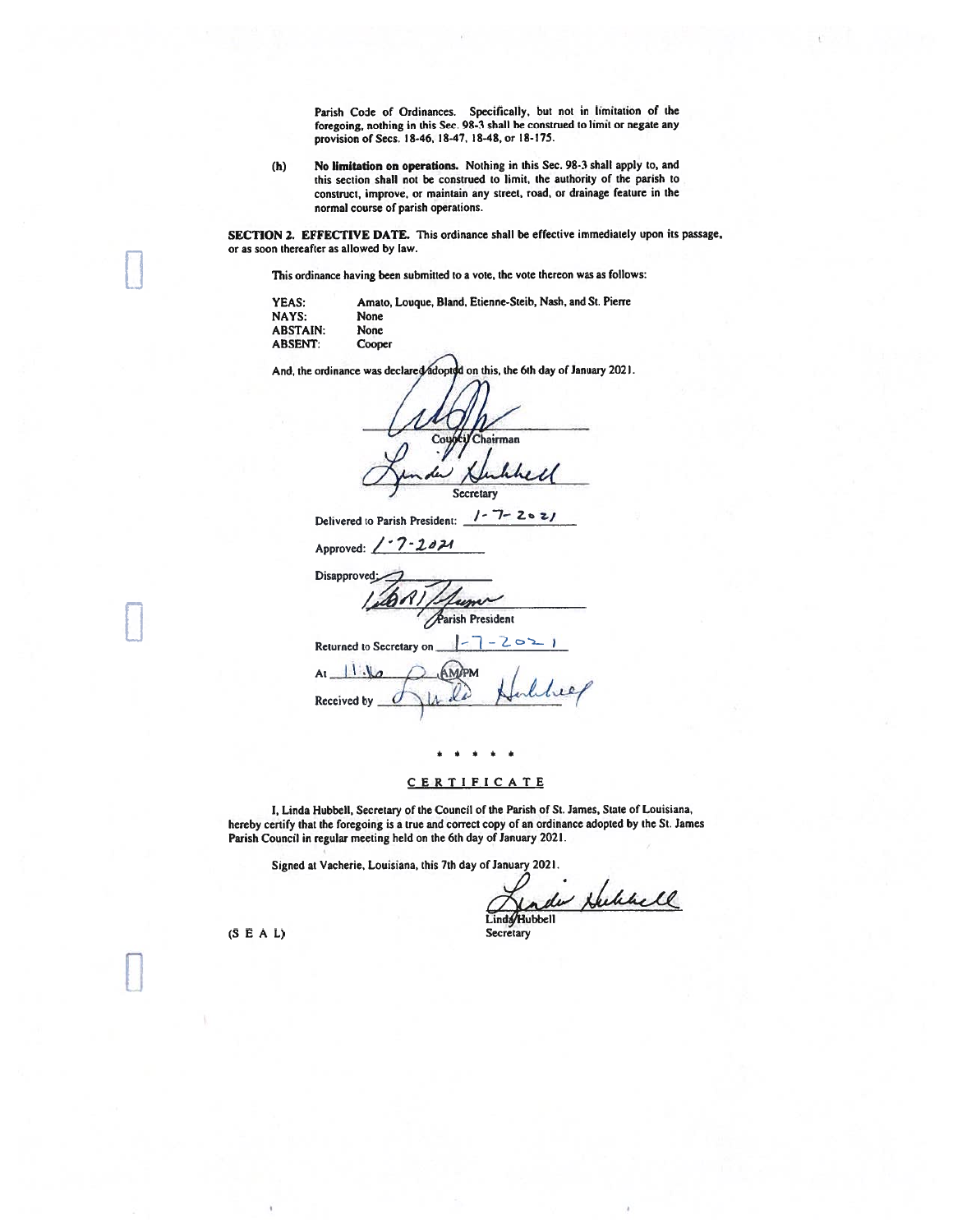Parish Code of Ordinances. Specifically, but not in limitation of the foregoing, nothing in this Sec. 98-3 shall be construed to limit or negate any provision of Secs. 18-46, 18-47, 18-48, or 18-175.

(h) **No limitation on operations.** Nothing in this Sec. 98-3 shall apply to, and this section shall not be construed to limit, the authority of the parish to construct, improve, or maintain any street, road, or drainage feature in the normal course of parish operations.

**SECTION 2. EFFECTIVE DATE.** This ordinance shall be effective immediately upon its passage, or as soon thereafter as allowed by law.

This ordinance having been submitted to a vote, the vote thereon was as follows:

| | |
|---|---|
| YEAS: | Amato, Louque, Bland, Etienne-Steib, Nash, and St. Pierre |
| NAYS: | None |
| ABSTAIN: | None |
| ABSENT: | Cooper |

And, the ordinance was declared adopted on this, the 6th day of January 2021.

Council Chairman

Secretary

Delivered to Parish President: 1-7-2021

Approved: 1-7-2021

Disapproved:

Parish President

Returned to Secretary on 1-7-2021

At 11:10 AM/PM

Received by

\* \* \* \* \*

## CERTIFICATE

I, Linda Hubbell, Secretary of the Council of the Parish of St. James, State of Louisiana, hereby certify that the foregoing is a true and correct copy of an ordinance adopted by the St. James Parish Council in regular meeting held on the 6th day of January 2021.

Signed at Vacherie, Louisiana, this 7th day of January 2021.

Linda Hubbell
Secretary

(S E A L)